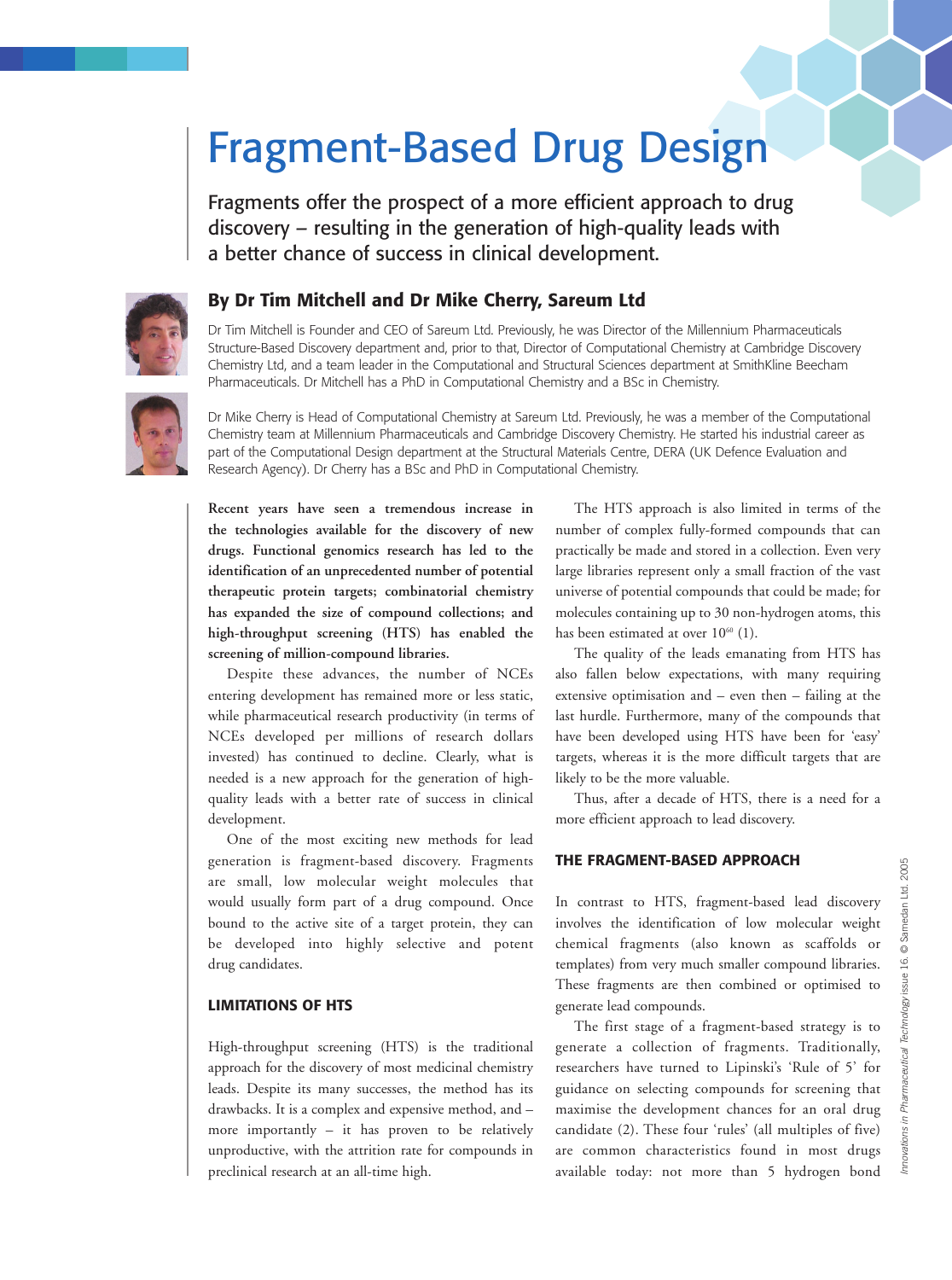# Fragment-Based Drug Design

Fragments offer the prospect of a more efficient approach to drug discovery – resulting in the generation of high-quality leads with a better chance of success in clinical development.

## By Dr Tim Mitchell and Dr Mike Cherry, Sareum Ltd

Dr Tim Mitchell is Founder and CEO of Sareum Ltd. Previously, he was Director of the Millennium Pharmaceuticals Structure-Based Discovery department and, prior to that, Director of Computational Chemistry at Cambridge Discovery Chemistry Ltd, and a team leader in the Computational and Structural Sciences department at SmithKline Beecham Pharmaceuticals. Dr Mitchell has a PhD in Computational Chemistry and a BSc in Chemistry.

Dr Mike Cherry is Head of Computational Chemistry at Sareum Ltd. Previously, he was a member of the Computational Chemistry team at Millennium Pharmaceuticals and Cambridge Discovery Chemistry. He started his industrial career as part of the Computational Design department at the Structural Materials Centre, DERA (UK Defence Evaluation and Research Agency). Dr Cherry has a BSc and PhD in Computational Chemistry.

**Recent years have seen a tremendous increase in the technologies available for the discovery of new drugs. Functional genomics research has led to the identification of an unprecedented number of potential therapeutic protein targets; combinatorial chemistry has expanded the size of compound collections; and high-throughput screening (HTS) has enabled the screening of million-compound libraries.**

Despite these advances, the number of NCEs entering development has remained more or less static, while pharmaceutical research productivity (in terms of NCEs developed per millions of research dollars invested) has continued to decline. Clearly, what is needed is a new approach for the generation of high-quality leads with a better rate of success in clinical development.

One of the most exciting new methods for lead generation is fragment-based discovery. Fragments are small, low molecular weight molecules that would usually form part of a drug compound. Once bound to the active site of a target protein, they can be developed into highly selective and potent drug candidates.

### LIMITATIONS OF HTS

High-throughput screening (HTS) is the traditional approach for the discovery of most medicinal chemistry leads. Despite its many successes, the method has its drawbacks. It is a complex and expensive method, and – more importantly – it has proven to be relatively unproductive, with the attrition rate for compounds in preclinical research at an all-time high.

The HTS approach is also limited in terms of the number of complex fully-formed compounds that can practically be made and stored in a collection. Even very large libraries represent only a small fraction of the vast universe of potential compounds that could be made; for molecules containing up to 30 non-hydrogen atoms, this has been estimated at over $10^{60}$ (1).

The quality of the leads emanating from HTS has also fallen below expectations, with many requiring extensive optimisation and – even then – failing at the last hurdle. Furthermore, many of the compounds that have been developed using HTS have been for 'easy' targets, whereas it is the more difficult targets that are likely to be the more valuable.

Thus, after a decade of HTS, there is a need for a more efficient approach to lead discovery.

### THE FRAGMENT-BASED APPROACH

In contrast to HTS, fragment-based lead discovery involves the identification of low molecular weight chemical fragments (also known as scaffolds or templates) from very much smaller compound libraries. These fragments are then combined or optimised to generate lead compounds.

The first stage of a fragment-based strategy is to generate a collection of fragments. Traditionally, researchers have turned to Lipinski's 'Rule of 5' for guidance on selecting compounds for screening that maximise the development chances for an oral drug candidate (2). These four 'rules' (all multiples of five) are common characteristics found in most drugs available today: not more than 5 hydrogen bond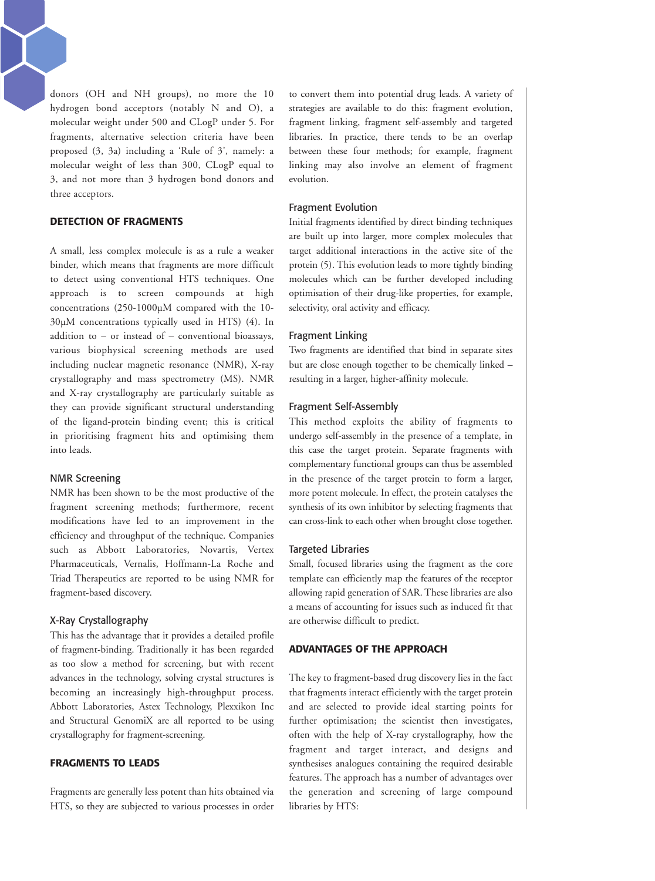donors (OH and NH groups), no more the 10 hydrogen bond acceptors (notably N and O), a molecular weight under 500 and CLogP under 5. For fragments, alternative selection criteria have been proposed (3, 3a) including a 'Rule of 3', namely: a molecular weight of less than 300, CLogP equal to 3, and not more than 3 hydrogen bond donors and three acceptors.

## DETECTION OF FRAGMENTS

A small, less complex molecule is as a rule a weaker binder, which means that fragments are more difficult to detect using conventional HTS techniques. One approach is to screen compounds at high concentrations (250-1000μM compared with the 10-30μM concentrations typically used in HTS) (4). In addition to – or instead of – conventional bioassays, various biophysical screening methods are used including nuclear magnetic resonance (NMR), X-ray crystallography and mass spectrometry (MS). NMR and X-ray crystallography are particularly suitable as they can provide significant structural understanding of the ligand-protein binding event; this is critical in prioritising fragment hits and optimising them into leads.

### NMR Screening

NMR has been shown to be the most productive of the fragment screening methods; furthermore, recent modifications have led to an improvement in the efficiency and throughput of the technique. Companies such as Abbott Laboratories, Novartis, Vertex Pharmaceuticals, Vernalis, Hoffmann-La Roche and Triad Therapeutics are reported to be using NMR for fragment-based discovery.

### X-Ray Crystallography

This has the advantage that it provides a detailed profile of fragment-binding. Traditionally it has been regarded as too slow a method for screening, but with recent advances in the technology, solving crystal structures is becoming an increasingly high-throughput process. Abbott Laboratories, Astex Technology, Plexxikon Inc and Structural GenomiX are all reported to be using crystallography for fragment-screening.

## FRAGMENTS TO LEADS

Fragments are generally less potent than hits obtained via HTS, so they are subjected to various processes in order to convert them into potential drug leads. A variety of strategies are available to do this: fragment evolution, fragment linking, fragment self-assembly and targeted libraries. In practice, there tends to be an overlap between these four methods; for example, fragment linking may also involve an element of fragment evolution.

### Fragment Evolution

Initial fragments identified by direct binding techniques are built up into larger, more complex molecules that target additional interactions in the active site of the protein (5). This evolution leads to more tightly binding molecules which can be further developed including optimisation of their drug-like properties, for example, selectivity, oral activity and efficacy.

### Fragment Linking

Two fragments are identified that bind in separate sites but are close enough together to be chemically linked – resulting in a larger, higher-affinity molecule.

### Fragment Self-Assembly

This method exploits the ability of fragments to undergo self-assembly in the presence of a template, in this case the target protein. Separate fragments with complementary functional groups can thus be assembled in the presence of the target protein to form a larger, more potent molecule. In effect, the protein catalyses the synthesis of its own inhibitor by selecting fragments that can cross-link to each other when brought close together.

### Targeted Libraries

Small, focused libraries using the fragment as the core template can efficiently map the features of the receptor allowing rapid generation of SAR. These libraries are also a means of accounting for issues such as induced fit that are otherwise difficult to predict.

## ADVANTAGES OF THE APPROACH

The key to fragment-based drug discovery lies in the fact that fragments interact efficiently with the target protein and are selected to provide ideal starting points for further optimisation; the scientist then investigates, often with the help of X-ray crystallography, how the fragment and target interact, and designs and synthesises analogues containing the required desirable features. The approach has a number of advantages over the generation and screening of large compound libraries by HTS: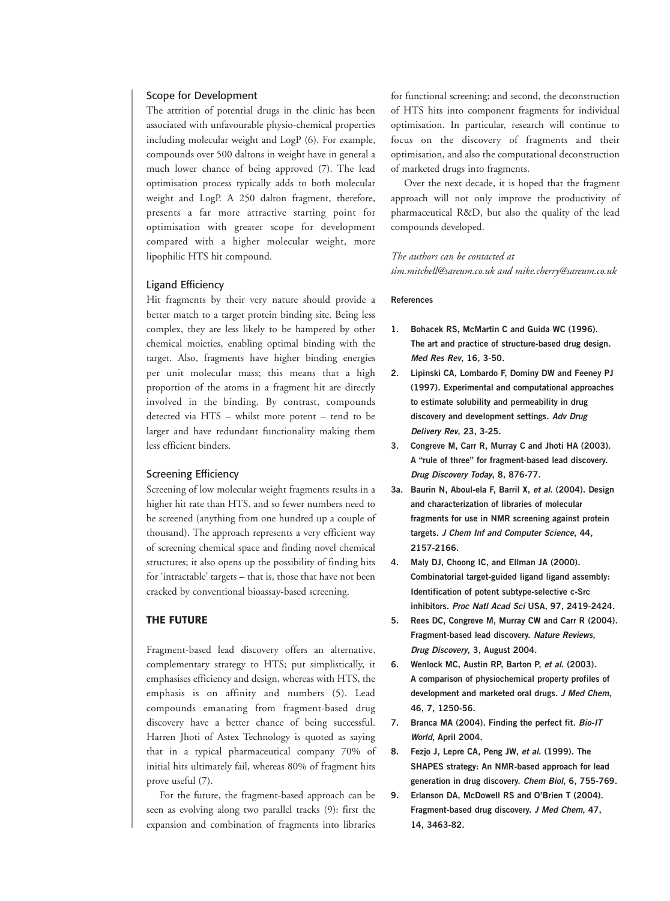### Scope for Development

The attrition of potential drugs in the clinic has been associated with unfavourable physio-chemical properties including molecular weight and LogP (6). For example, compounds over 500 daltons in weight have in general a much lower chance of being approved (7). The lead optimisation process typically adds to both molecular weight and LogP. A 250 dalton fragment, therefore, presents a far more attractive starting point for optimisation with greater scope for development compared with a higher molecular weight, more lipophilic HTS hit compound.

### Ligand Efficiency

Hit fragments by their very nature should provide a better match to a target protein binding site. Being less complex, they are less likely to be hampered by other chemical moieties, enabling optimal binding with the target. Also, fragments have higher binding energies per unit molecular mass; this means that a high proportion of the atoms in a fragment hit are directly involved in the binding. By contrast, compounds detected via HTS – whilst more potent – tend to be larger and have redundant functionality making them less efficient binders.

### Screening Efficiency

Screening of low molecular weight fragments results in a higher hit rate than HTS, and so fewer numbers need to be screened (anything from one hundred up a couple of thousand). The approach represents a very efficient way of screening chemical space and finding novel chemical structures; it also opens up the possibility of finding hits for 'intractable' targets – that is, those that have not been cracked by conventional bioassay-based screening.

## THE FUTURE

Fragment-based lead discovery offers an alternative, complementary strategy to HTS; put simplistically, it emphasises efficiency and design, whereas with HTS, the emphasis is on affinity and numbers (5). Lead compounds emanating from fragment-based drug discovery have a better chance of being successful. Harren Jhoti of Astex Technology is quoted as saying that in a typical pharmaceutical company 70% of initial hits ultimately fail, whereas 80% of fragment hits prove useful (7).

For the future, the fragment-based approach can be seen as evolving along two parallel tracks (9): first the expansion and combination of fragments into libraries for functional screening; and second, the deconstruction of HTS hits into component fragments for individual optimisation. In particular, research will continue to focus on the discovery of fragments and their optimisation, and also the computational deconstruction of marketed drugs into fragments.

Over the next decade, it is hoped that the fragment approach will not only improve the productivity of pharmaceutical R&D, but also the quality of the lead compounds developed.

*The authors can be contacted at tim.mitchell@sareum.co.uk and mike.cherry@sareum.co.uk*

### References

1. **Bohacek RS, McMartin C and Guida WC (1996). The art and practice of structure-based drug design. *Med Res Rev*, 16, 3-50.**
2. **Lipinski CA, Lombardo F, Dominy DW and Feeney PJ (1997). Experimental and computational approaches to estimate solubility and permeability in drug discovery and development settings. *Adv Drug Delivery Rev*, 23, 3-25.**
3. **Congreve M, Carr R, Murray C and Jhoti HA (2003). A "rule of three" for fragment-based lead discovery. *Drug Discovery Today*, 8, 876-77.**

3a. **Baurin N, Aboul-ela F, Barril X, *et al.* (2004). Design and characterization of libraries of molecular fragments for use in NMR screening against protein targets. *J Chem Inf and Computer Science*, 44, 2157-2166.**

4. **Maly DJ, Choong IC, and Ellman JA (2000). Combinatorial target-guided ligand assembly: Identification of potent subtype-selective c-Src inhibitors. *Proc Natl Acad Sci* USA, 97, 2419-2424.**
5. **Rees DC, Congreve M, Murray CW and Carr R (2004). Fragment-based lead discovery. *Nature Reviews, Drug Discovery*, 3, August 2004.**
6. **Wenlock MC, Austin RP, Barton P, *et al.* (2003). A comparison of physiochemical property profiles of development and marketed oral drugs. *J Med Chem*, 46, 7, 1250-56.**
7. **Branca MA (2004). Finding the perfect fit. *Bio-IT World*, April 2004.**
8. **Fezjo J, Lepre CA, Peng JW, *et al.* (1999). The SHAPES strategy: An NMR-based approach for lead generation in drug discovery. *Chem Biol*, 6, 755-769.**
9. **Erlanson DA, McDowell RS and O'Brien T (2004). Fragment-based drug discovery. *J Med Chem*, 47, 14, 3463-82.**